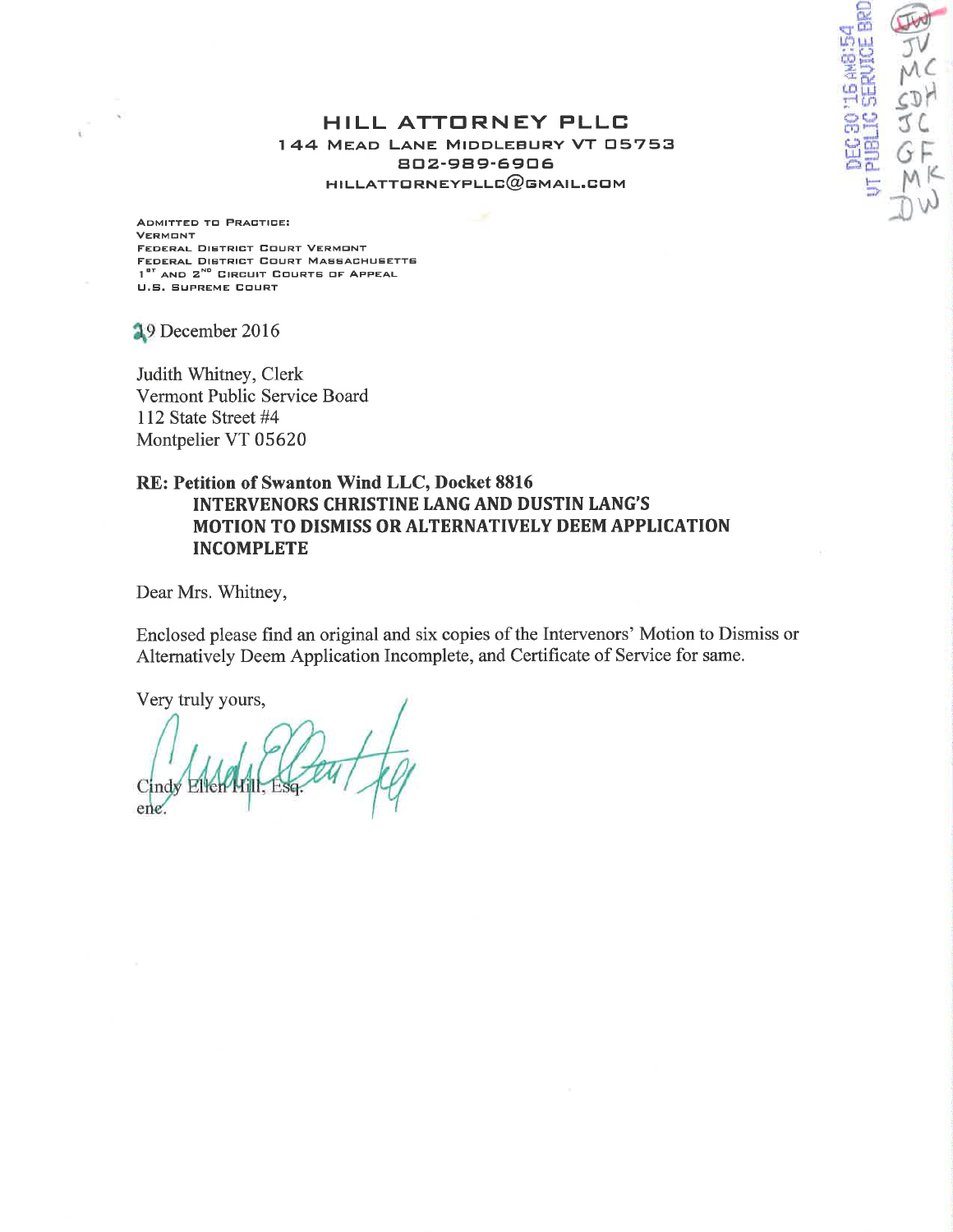DEC 30 '16 AM8:54
VT PUBLIC SERVICE BRD

JW
JV
MC
SDH
JC
GF
MK
DW

# HILL ATTORNEY PLLC

144 MEAD LANE MIDDLEBURY VT 05753
802-989-6906
HILLATTORNEYPLLC@GMAIL.COM

ADMITTED TO PRACTICE:
VERMONT
FEDERAL DISTRICT COURT VERMONT
FEDERAL DISTRICT COURT MASSACHUSETTS
1ST AND 2ND CIRCUIT COURTS OF APPEAL
U.S. SUPREME COURT

29 December 2016

Judith Whitney, Clerk
Vermont Public Service Board
112 State Street #4
Montpelier VT 05620

**RE: Petition of Swanton Wind LLC, Docket 8816**
**INTERVENORS CHRISTINE LANG AND DUSTIN LANG'S MOTION TO DISMISS OR ALTERNATIVELY DEEM APPLICATION INCOMPLETE**

Dear Mrs. Whitney,

Enclosed please find an original and six copies of the Intervenors' Motion to Dismiss or Alternatively Deem Application Incomplete, and Certificate of Service for same.

Very truly yours,

Cindy Ellen Hill, Esq.
enc.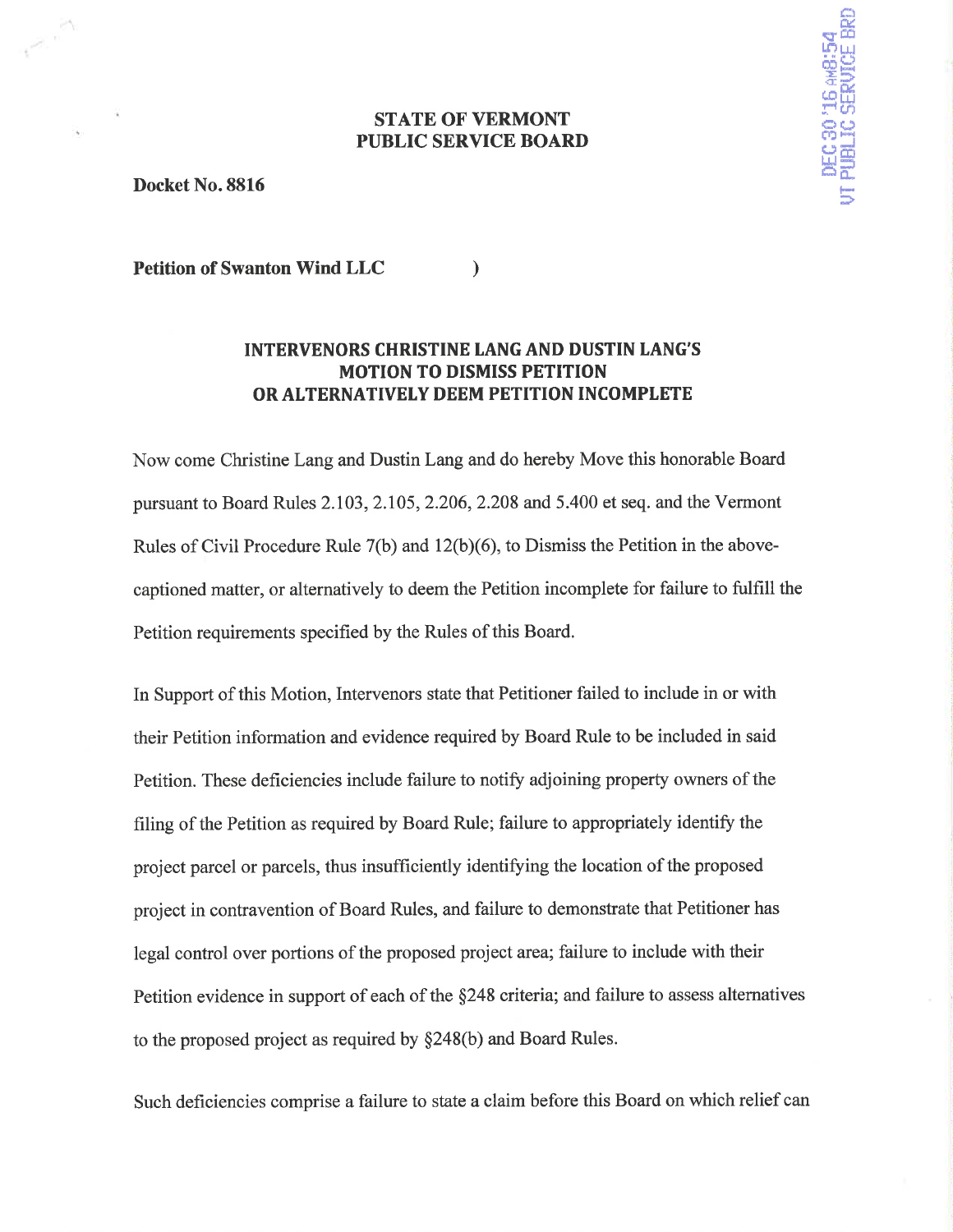**STATE OF VERMONT**
**PUBLIC SERVICE BOARD**

DEC 30 '16 AM8:54
VT PUBLIC SERVICE BRD

**Docket No. 8816**

**Petition of Swanton Wind LLC** )

## INTERVENORS CHRISTINE LANG AND DUSTIN LANG'S MOTION TO DISMISS PETITION OR ALTERNATIVELY DEEM PETITION INCOMPLETE

Now come Christine Lang and Dustin Lang and do hereby Move this honorable Board pursuant to Board Rules 2.103, 2.105, 2.206, 2.208 and 5.400 et seq. and the Vermont Rules of Civil Procedure Rule 7(b) and 12(b)(6), to Dismiss the Petition in the above-captioned matter, or alternatively to deem the Petition incomplete for failure to fulfill the Petition requirements specified by the Rules of this Board.

In Support of this Motion, Intervenors state that Petitioner failed to include in or with their Petition information and evidence required by Board Rule to be included in said Petition. These deficiencies include failure to notify adjoining property owners of the filing of the Petition as required by Board Rule; failure to appropriately identify the project parcel or parcels, thus insufficiently identifying the location of the proposed project in contravention of Board Rules, and failure to demonstrate that Petitioner has legal control over portions of the proposed project area; failure to include with their Petition evidence in support of each of the §248 criteria; and failure to assess alternatives to the proposed project as required by §248(b) and Board Rules.

Such deficiencies comprise a failure to state a claim before this Board on which relief can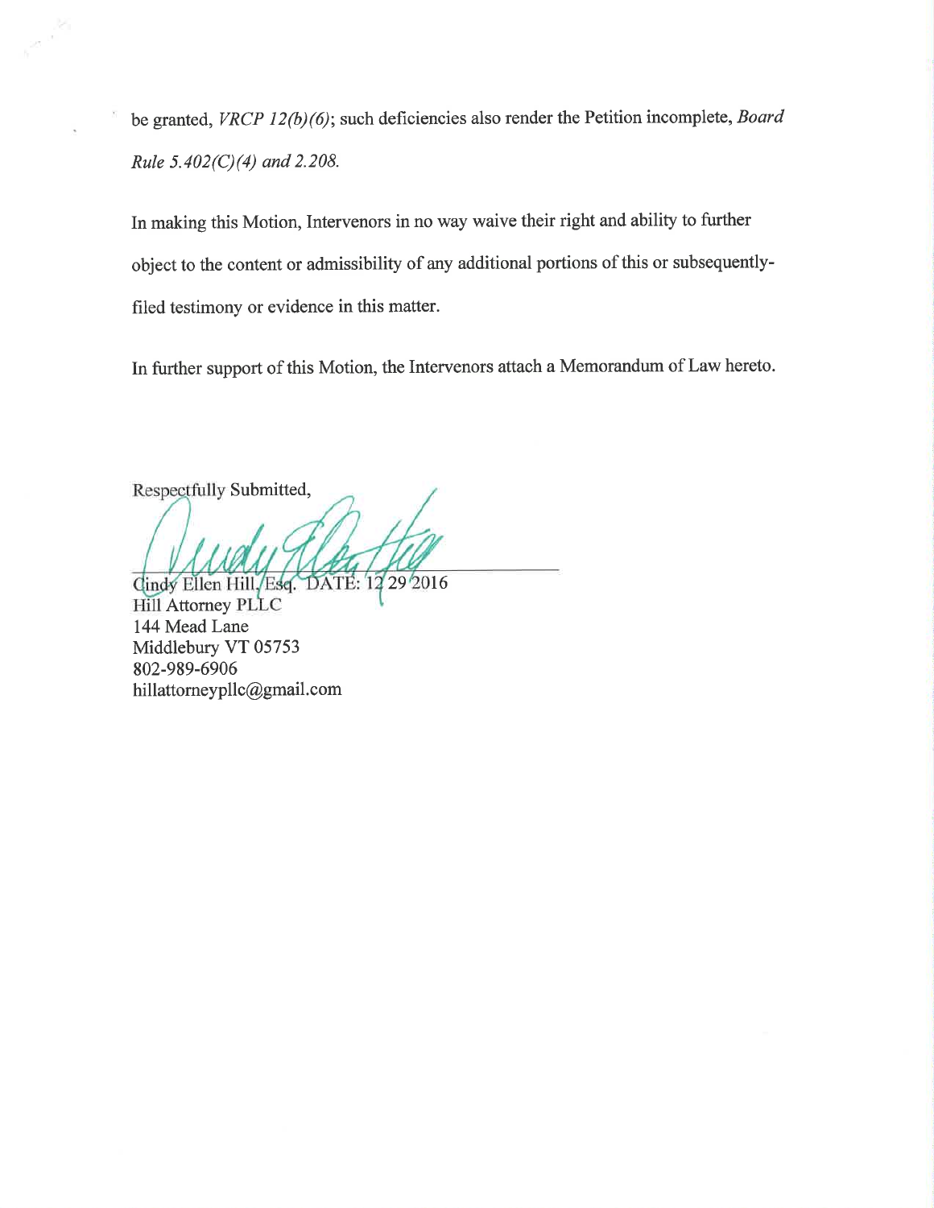be granted, *VRCP 12(b)(6)*; such deficiencies also render the Petition incomplete, *Board Rule 5.402(C)(4) and 2.208.*

In making this Motion, Intervenors in no way waive their right and ability to further object to the content or admissibility of any additional portions of this or subsequently-filed testimony or evidence in this matter.

In further support of this Motion, the Intervenors attach a Memorandum of Law hereto.

Respectfully Submitted,

Cindy Ellen Hill, Esq. DATE: 12 29 2016
Hill Attorney PLLC
144 Mead Lane
Middlebury VT 05753
802-989-6906
hillattorneypllc@gmail.com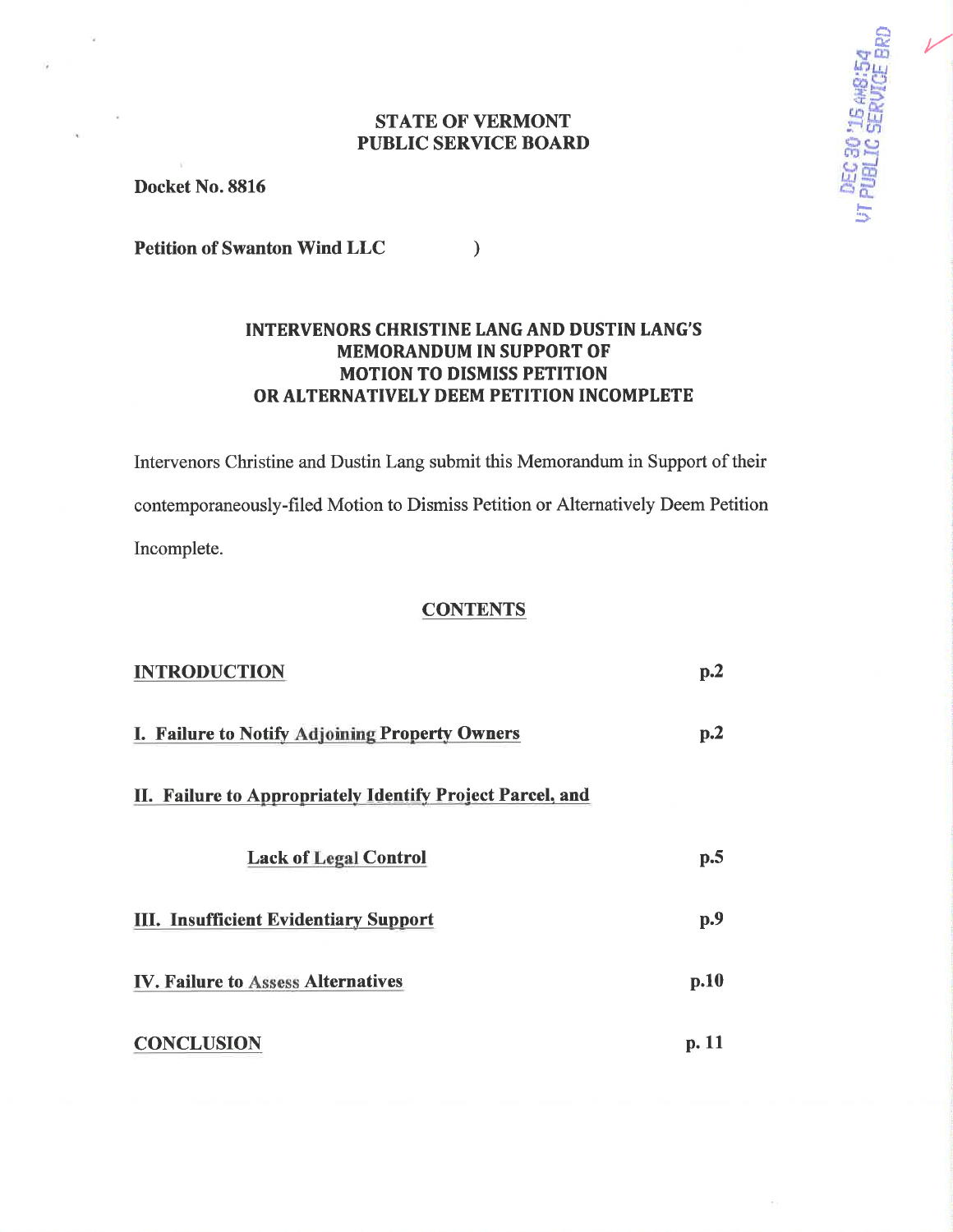**STATE OF VERMONT**
**PUBLIC SERVICE BOARD**

**Docket No. 8816**

**Petition of Swanton Wind LLC** )

## INTERVENORS CHRISTINE LANG AND DUSTIN LANG'S MEMORANDUM IN SUPPORT OF MOTION TO DISMISS PETITION OR ALTERNATIVELY DEEM PETITION INCOMPLETE

Intervenors Christine and Dustin Lang submit this Memorandum in Support of their contemporaneously-filed Motion to Dismiss Petition or Alternatively Deem Petition Incomplete.

## CONTENTS

| | |
|---|---|
| **INTRODUCTION** | **p.2** |
| **I. Failure to Notify Adjoining Property Owners** | **p.2** |
| **II. Failure to Appropriately Identify Project Parcel, and Lack of Legal Control** | **p.5** |
| **III. Insufficient Evidentiary Support** | **p.9** |
| **IV. Failure to Assess Alternatives** | **p.10** |
| **CONCLUSION** | **p. 11** |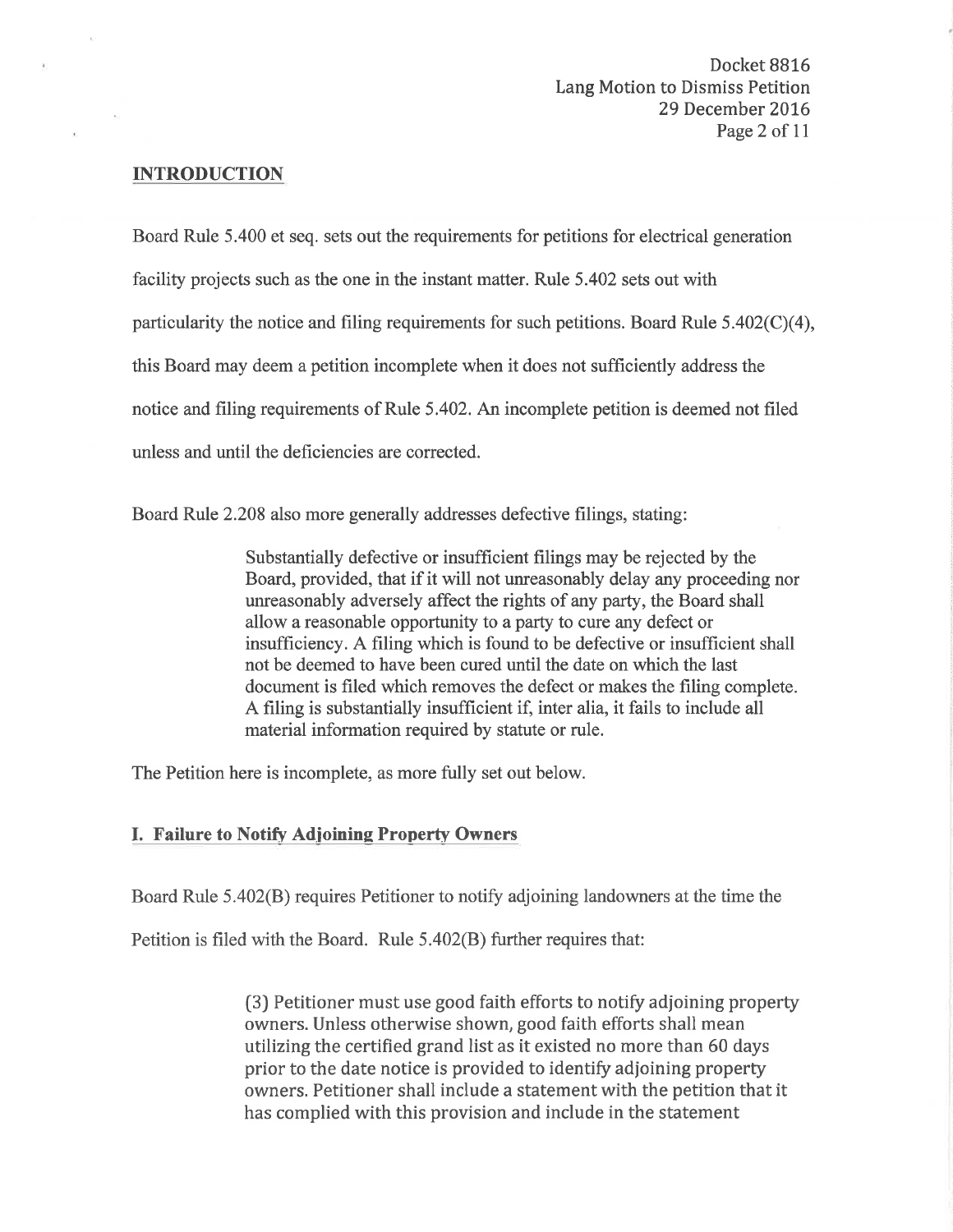## INTRODUCTION

Board Rule 5.400 et seq. sets out the requirements for petitions for electrical generation facility projects such as the one in the instant matter. Rule 5.402 sets out with particularity the notice and filing requirements for such petitions. Board Rule 5.402(C)(4), this Board may deem a petition incomplete when it does not sufficiently address the notice and filing requirements of Rule 5.402. An incomplete petition is deemed not filed unless and until the deficiencies are corrected.

Board Rule 2.208 also more generally addresses defective filings, stating:

> Substantially defective or insufficient filings may be rejected by the Board, provided, that if it will not unreasonably delay any proceeding nor unreasonably adversely affect the rights of any party, the Board shall allow a reasonable opportunity to a party to cure any defect or insufficiency. A filing which is found to be defective or insufficient shall not be deemed to have been cured until the date on which the last document is filed which removes the defect or makes the filing complete. A filing is substantially insufficient if, inter alia, it fails to include all material information required by statute or rule.

The Petition here is incomplete, as more fully set out below.

## I. Failure to Notify Adjoining Property Owners

Board Rule 5.402(B) requires Petitioner to notify adjoining landowners at the time the Petition is filed with the Board. Rule 5.402(B) further requires that:

> (3) Petitioner must use good faith efforts to notify adjoining property owners. Unless otherwise shown, good faith efforts shall mean utilizing the certified grand list as it existed no more than 60 days prior to the date notice is provided to identify adjoining property owners. Petitioner shall include a statement with the petition that it has complied with this provision and include in the statement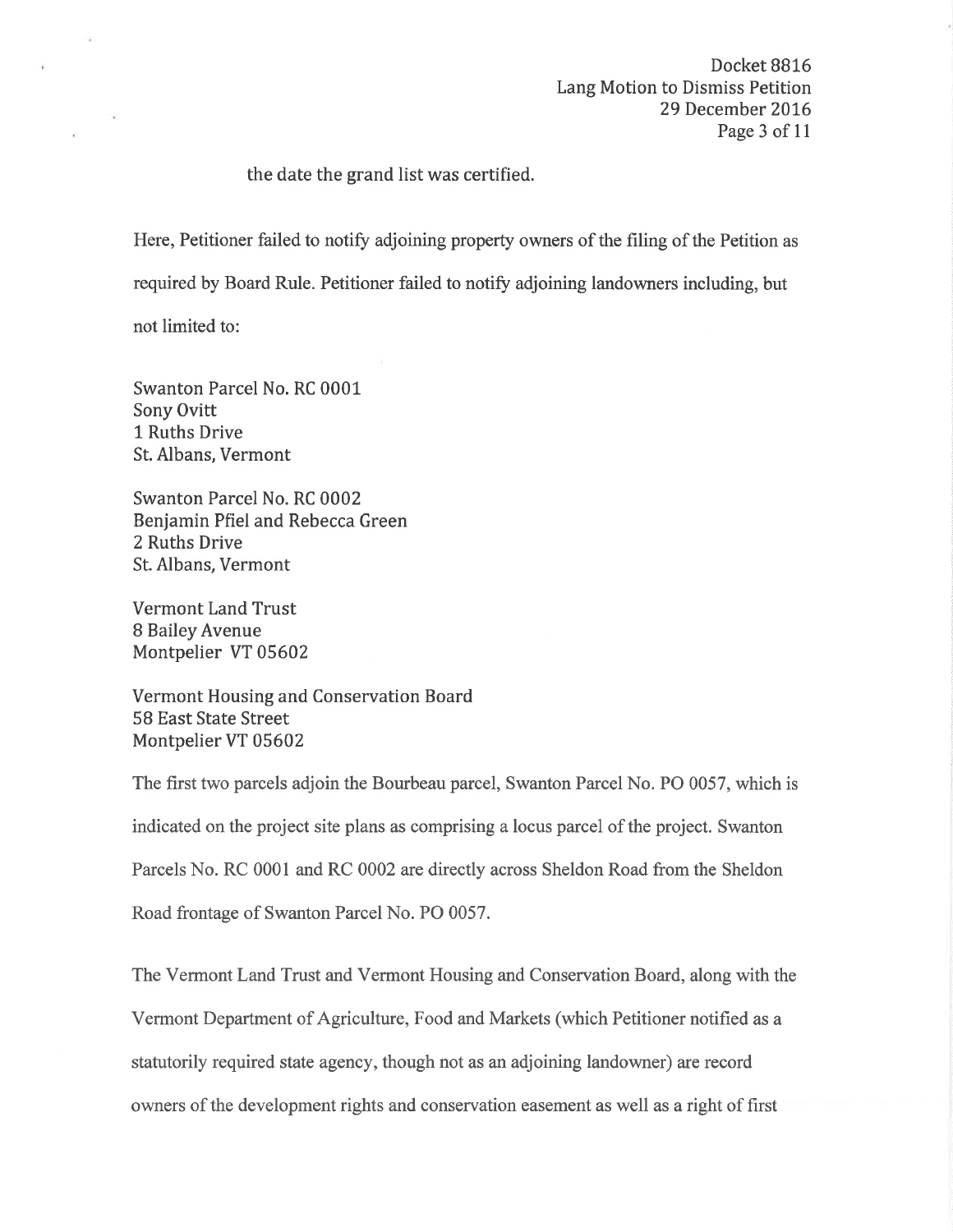the date the grand list was certified.

Here, Petitioner failed to notify adjoining property owners of the filing of the Petition as required by Board Rule. Petitioner failed to notify adjoining landowners including, but not limited to:

Swanton Parcel No. RC 0001
Sony Ovitt
1 Ruths Drive
St. Albans, Vermont

Swanton Parcel No. RC 0002
Benjamin Pfiel and Rebecca Green
2 Ruths Drive
St. Albans, Vermont

Vermont Land Trust
8 Bailey Avenue
Montpelier VT 05602

Vermont Housing and Conservation Board
58 East State Street
Montpelier VT 05602

The first two parcels adjoin the Bourbeau parcel, Swanton Parcel No. PO 0057, which is indicated on the project site plans as comprising a locus parcel of the project. Swanton Parcels No. RC 0001 and RC 0002 are directly across Sheldon Road from the Sheldon Road frontage of Swanton Parcel No. PO 0057.

The Vermont Land Trust and Vermont Housing and Conservation Board, along with the Vermont Department of Agriculture, Food and Markets (which Petitioner notified as a statutorily required state agency, though not as an adjoining landowner) are record owners of the development rights and conservation easement as well as a right of first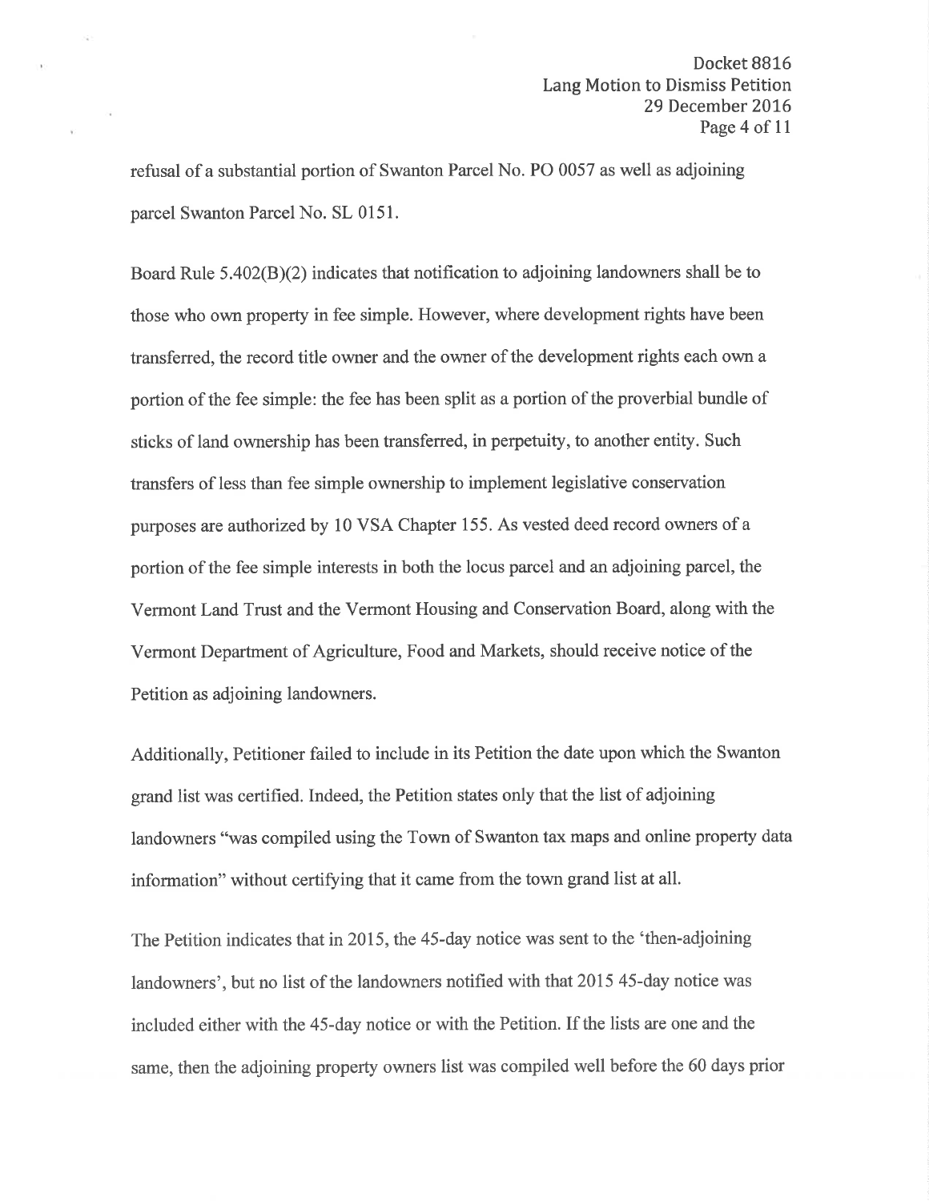refusal of a substantial portion of Swanton Parcel No. PO 0057 as well as adjoining parcel Swanton Parcel No. SL 0151.

Board Rule 5.402(B)(2) indicates that notification to adjoining landowners shall be to those who own property in fee simple. However, where development rights have been transferred, the record title owner and the owner of the development rights each own a portion of the fee simple: the fee has been split as a portion of the proverbial bundle of sticks of land ownership has been transferred, in perpetuity, to another entity. Such transfers of less than fee simple ownership to implement legislative conservation purposes are authorized by 10 VSA Chapter 155. As vested deed record owners of a portion of the fee simple interests in both the locus parcel and an adjoining parcel, the Vermont Land Trust and the Vermont Housing and Conservation Board, along with the Vermont Department of Agriculture, Food and Markets, should receive notice of the Petition as adjoining landowners.

Additionally, Petitioner failed to include in its Petition the date upon which the Swanton grand list was certified. Indeed, the Petition states only that the list of adjoining landowners "was compiled using the Town of Swanton tax maps and online property data information" without certifying that it came from the town grand list at all.

The Petition indicates that in 2015, the 45-day notice was sent to the 'then-adjoining landowners', but no list of the landowners notified with that 2015 45-day notice was included either with the 45-day notice or with the Petition. If the lists are one and the same, then the adjoining property owners list was compiled well before the 60 days prior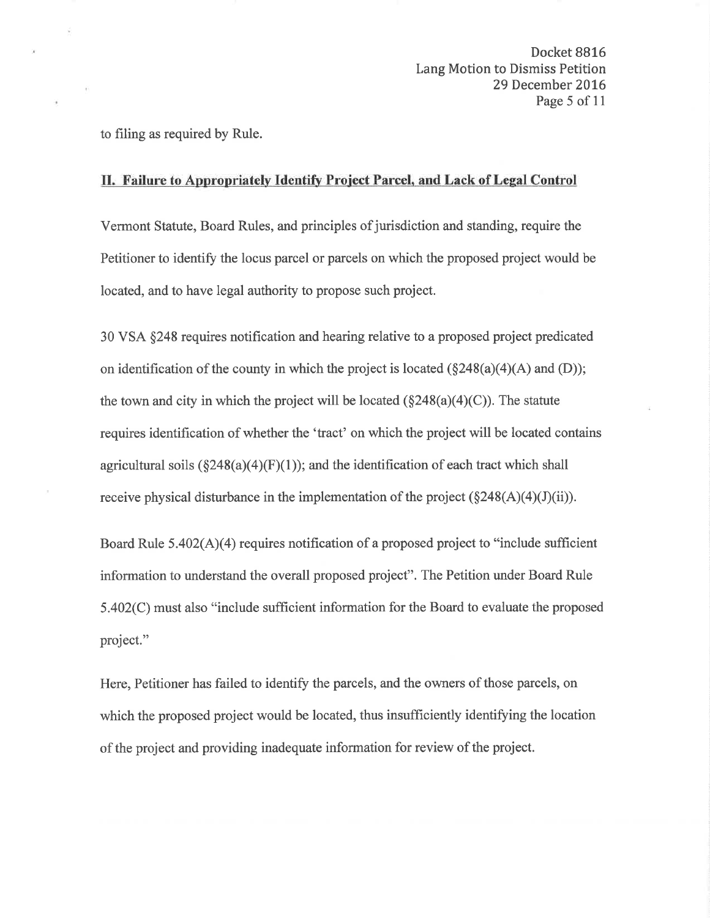to filing as required by Rule.

## II. Failure to Appropriately Identify Project Parcel, and Lack of Legal Control

Vermont Statute, Board Rules, and principles of jurisdiction and standing, require the Petitioner to identify the locus parcel or parcels on which the proposed project would be located, and to have legal authority to propose such project.

30 VSA §248 requires notification and hearing relative to a proposed project predicated on identification of the county in which the project is located (§248(a)(4)(A) and (D)); the town and city in which the project will be located (§248(a)(4)(C)). The statute requires identification of whether the 'tract' on which the project will be located contains agricultural soils (§248(a)(4)(F)(1)); and the identification of each tract which shall receive physical disturbance in the implementation of the project (§248(A)(4)(J)(ii)).

Board Rule 5.402(A)(4) requires notification of a proposed project to "include sufficient information to understand the overall proposed project". The Petition under Board Rule 5.402(C) must also "include sufficient information for the Board to evaluate the proposed project."

Here, Petitioner has failed to identify the parcels, and the owners of those parcels, on which the proposed project would be located, thus insufficiently identifying the location of the project and providing inadequate information for review of the project.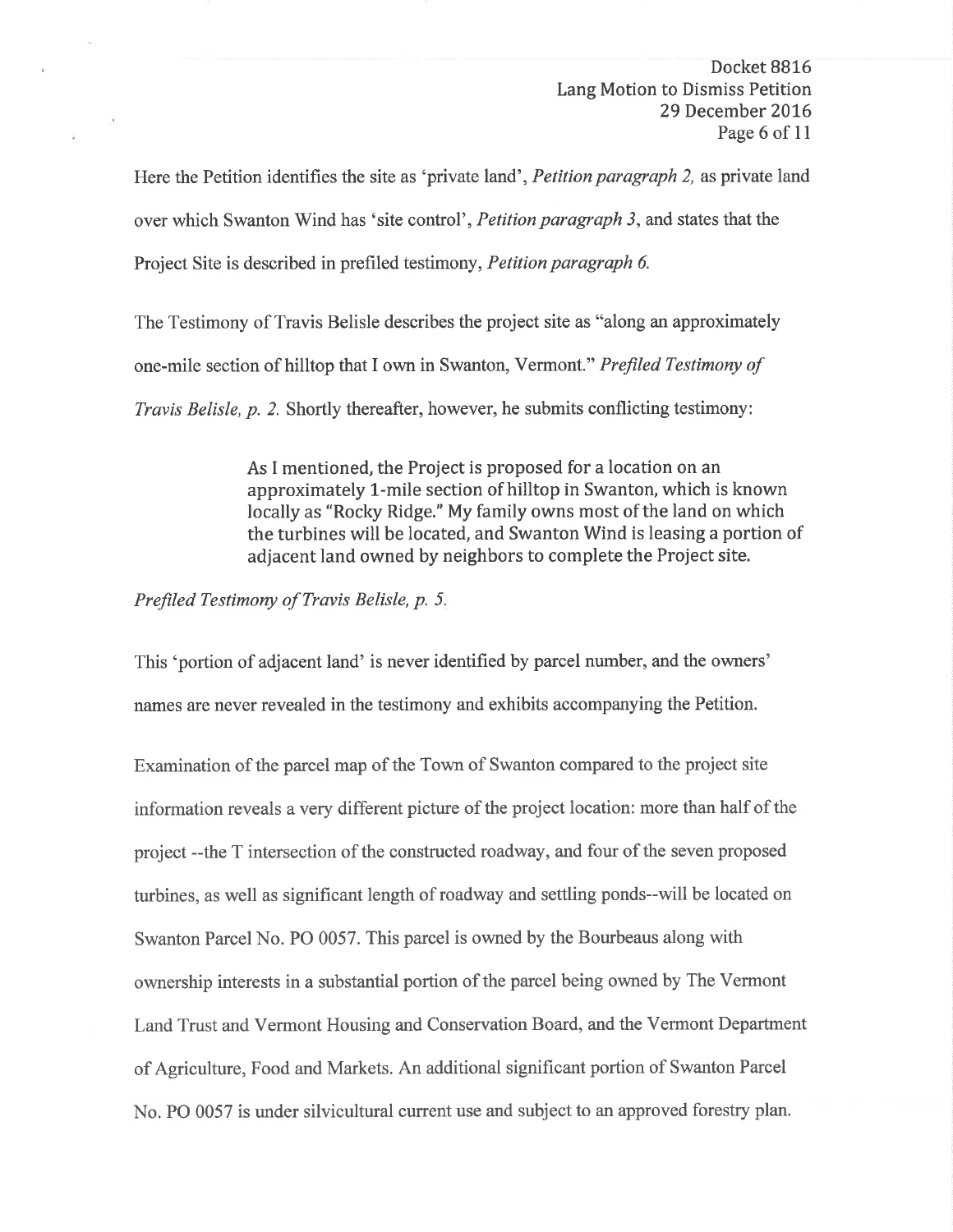Here the Petition identifies the site as 'private land', *Petition paragraph 2,* as private land over which Swanton Wind has 'site control', *Petition paragraph 3*, and states that the Project Site is described in prefiled testimony, *Petition paragraph 6.*

The Testimony of Travis Belisle describes the project site as "along an approximately one-mile section of hilltop that I own in Swanton, Vermont." *Prefiled Testimony of Travis Belisle, p. 2.* Shortly thereafter, however, he submits conflicting testimony:

> As I mentioned, the Project is proposed for a location on an approximately 1-mile section of hilltop in Swanton, which is known locally as "Rocky Ridge." My family owns most of the land on which the turbines will be located, and Swanton Wind is leasing a portion of adjacent land owned by neighbors to complete the Project site.

*Prefiled Testimony of Travis Belisle, p. 5.*

This 'portion of adjacent land' is never identified by parcel number, and the owners' names are never revealed in the testimony and exhibits accompanying the Petition.

Examination of the parcel map of the Town of Swanton compared to the project site information reveals a very different picture of the project location: more than half of the project --the T intersection of the constructed roadway, and four of the seven proposed turbines, as well as significant length of roadway and settling ponds--will be located on Swanton Parcel No. PO 0057. This parcel is owned by the Bourbeaus along with ownership interests in a substantial portion of the parcel being owned by The Vermont Land Trust and Vermont Housing and Conservation Board, and the Vermont Department of Agriculture, Food and Markets. An additional significant portion of Swanton Parcel No. PO 0057 is under silvicultural current use and subject to an approved forestry plan.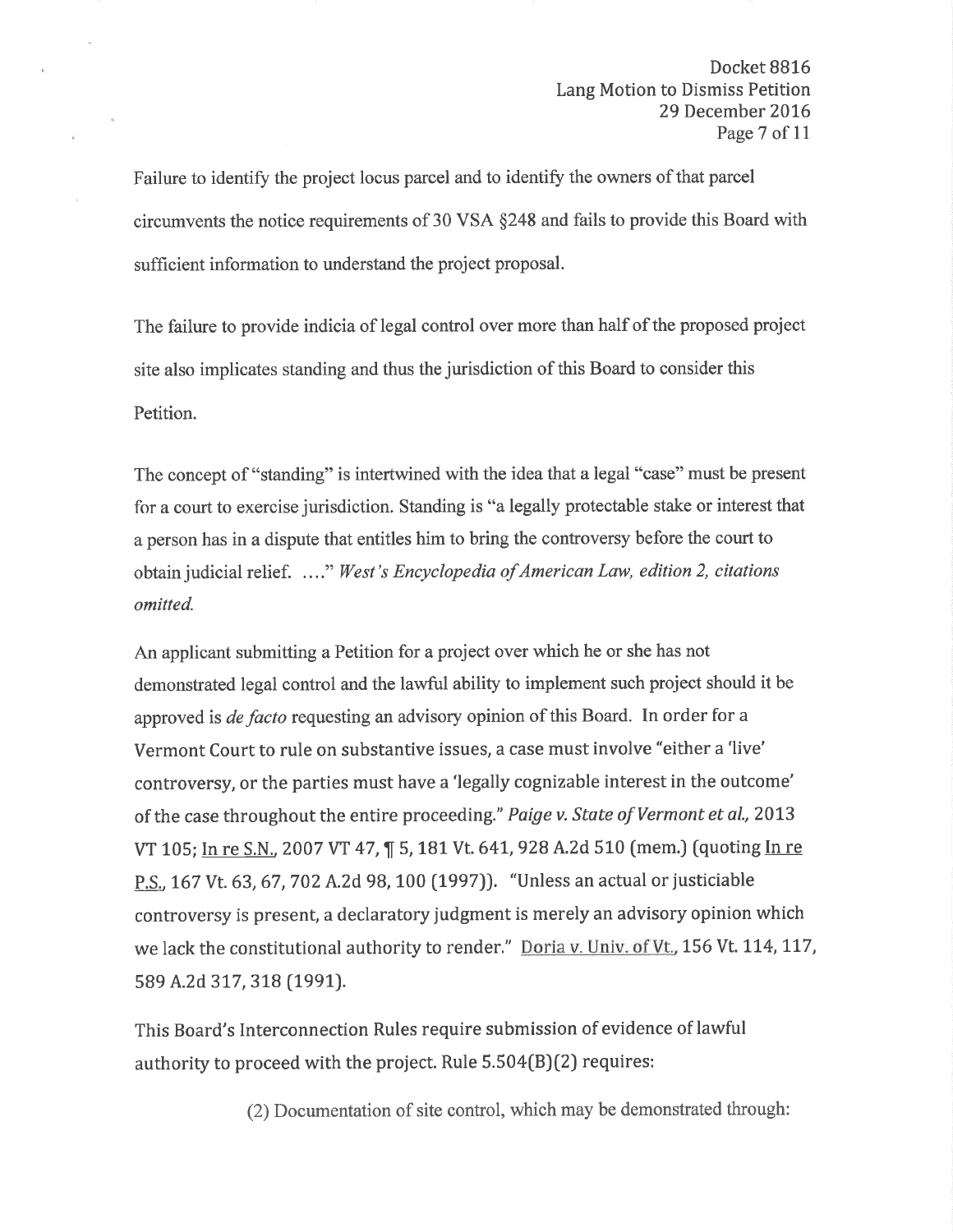Failure to identify the project locus parcel and to identify the owners of that parcel circumvents the notice requirements of 30 VSA §248 and fails to provide this Board with sufficient information to understand the project proposal.

The failure to provide indicia of legal control over more than half of the proposed project site also implicates standing and thus the jurisdiction of this Board to consider this Petition.

The concept of "standing" is intertwined with the idea that a legal "case" must be present for a court to exercise jurisdiction. Standing is "a legally protectable stake or interest that a person has in a dispute that entitles him to bring the controversy before the court to obtain judicial relief. …." *West's Encyclopedia of American Law, edition 2, citations omitted.*

An applicant submitting a Petition for a project over which he or she has not demonstrated legal control and the lawful ability to implement such project should it be approved is *de facto* requesting an advisory opinion of this Board. In order for a Vermont Court to rule on substantive issues, a case must involve "either a 'live' controversy, or the parties must have a 'legally cognizable interest in the outcome' of the case throughout the entire proceeding." *Paige v. State of Vermont et al.,* 2013 VT 105; In re S.N., 2007 VT 47, ¶ 5, 181 Vt. 641, 928 A.2d 510 (mem.) (quoting In re P.S., 167 Vt. 63, 67, 702 A.2d 98, 100 (1997)). "Unless an actual or justiciable controversy is present, a declaratory judgment is merely an advisory opinion which we lack the constitutional authority to render." Doria v. Univ. of Vt., 156 Vt. 114, 117, 589 A.2d 317, 318 (1991).

This Board's Interconnection Rules require submission of evidence of lawful authority to proceed with the project. Rule 5.504(B)(2) requires:

> (2) Documentation of site control, which may be demonstrated through: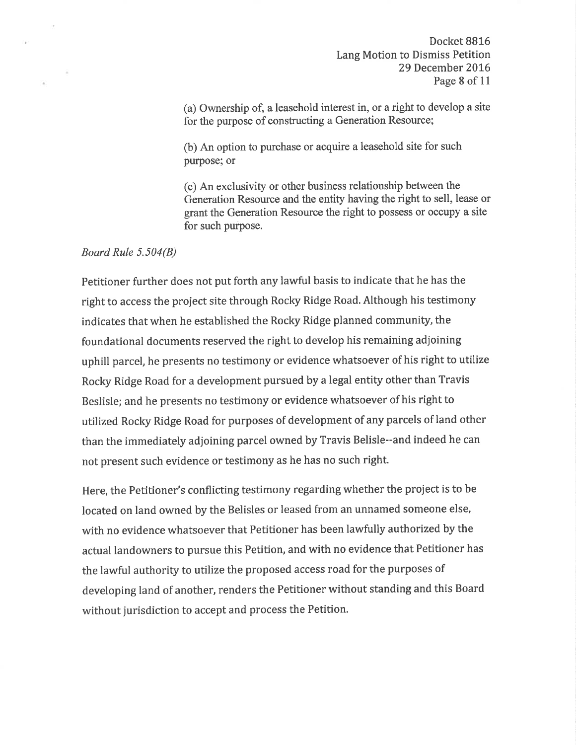> (a) Ownership of, a leasehold interest in, or a right to develop a site for the purpose of constructing a Generation Resource;
>
> (b) An option to purchase or acquire a leasehold site for such purpose; or
>
> (c) An exclusivity or other business relationship between the Generation Resource and the entity having the right to sell, lease or grant the Generation Resource the right to possess or occupy a site for such purpose.

*Board Rule 5.504(B)*

Petitioner further does not put forth any lawful basis to indicate that he has the right to access the project site through Rocky Ridge Road. Although his testimony indicates that when he established the Rocky Ridge planned community, the foundational documents reserved the right to develop his remaining adjoining uphill parcel, he presents no testimony or evidence whatsoever of his right to utilize Rocky Ridge Road for a development pursued by a legal entity other than Travis Beslisle; and he presents no testimony or evidence whatsoever of his right to utilized Rocky Ridge Road for purposes of development of any parcels of land other than the immediately adjoining parcel owned by Travis Belisle--and indeed he can not present such evidence or testimony as he has no such right.

Here, the Petitioner's conflicting testimony regarding whether the project is to be located on land owned by the Belisles or leased from an unnamed someone else, with no evidence whatsoever that Petitioner has been lawfully authorized by the actual landowners to pursue this Petition, and with no evidence that Petitioner has the lawful authority to utilize the proposed access road for the purposes of developing land of another, renders the Petitioner without standing and this Board without jurisdiction to accept and process the Petition.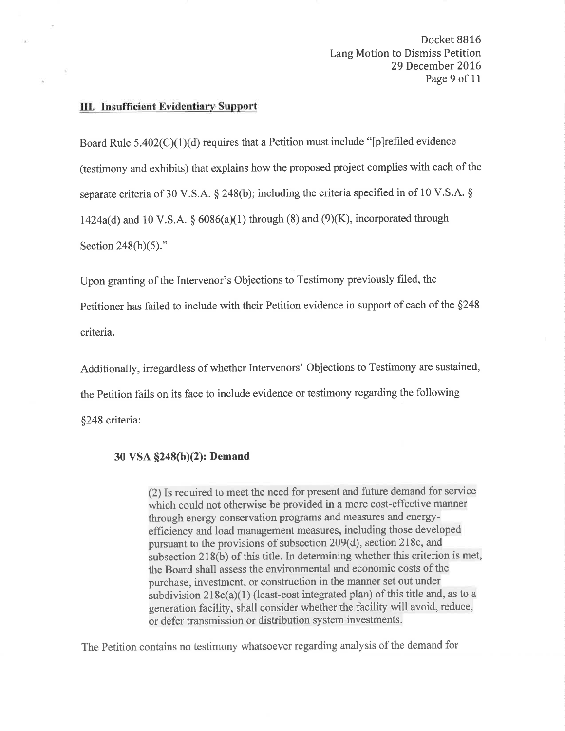## III. Insufficient Evidentiary Support

Board Rule 5.402(C)(1)(d) requires that a Petition must include "[p]refiled evidence (testimony and exhibits) that explains how the proposed project complies with each of the separate criteria of 30 V.S.A. § 248(b); including the criteria specified in of 10 V.S.A. § 1424a(d) and 10 V.S.A. § 6086(a)(1) through (8) and (9)(K), incorporated through Section 248(b)(5)."

Upon granting of the Intervenor's Objections to Testimony previously filed, the Petitioner has failed to include with their Petition evidence in support of each of the §248 criteria.

Additionally, irregardless of whether Intervenors' Objections to Testimony are sustained, the Petition fails on its face to include evidence or testimony regarding the following §248 criteria:

### 30 VSA §248(b)(2): Demand

> (2) Is required to meet the need for present and future demand for service which could not otherwise be provided in a more cost-effective manner through energy conservation programs and measures and energy-efficiency and load management measures, including those developed pursuant to the provisions of subsection 209(d), section 218c, and subsection 218(b) of this title. In determining whether this criterion is met, the Board shall assess the environmental and economic costs of the purchase, investment, or construction in the manner set out under subdivision 218c(a)(1) (least-cost integrated plan) of this title and, as to a generation facility, shall consider whether the facility will avoid, reduce, or defer transmission or distribution system investments.

The Petition contains no testimony whatsoever regarding analysis of the demand for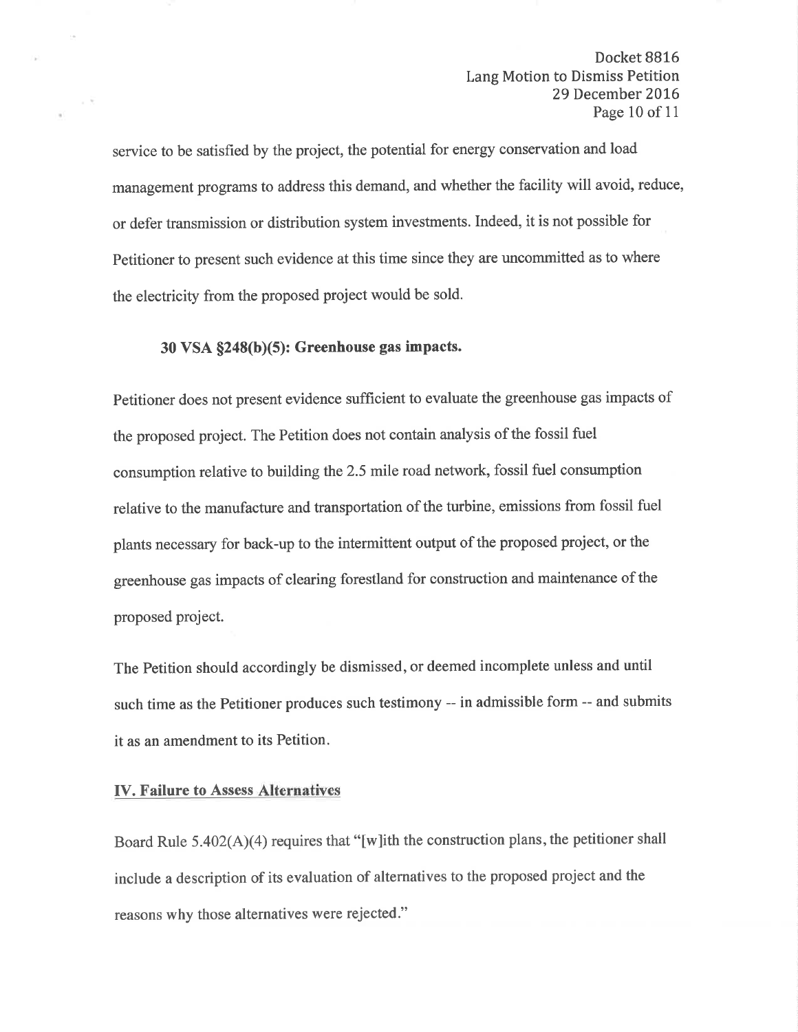service to be satisfied by the project, the potential for energy conservation and load management programs to address this demand, and whether the facility will avoid, reduce, or defer transmission or distribution system investments. Indeed, it is not possible for Petitioner to present such evidence at this time since they are uncommitted as to where the electricity from the proposed project would be sold.

**30 VSA §248(b)(5): Greenhouse gas impacts.**

Petitioner does not present evidence sufficient to evaluate the greenhouse gas impacts of the proposed project. The Petition does not contain analysis of the fossil fuel consumption relative to building the 2.5 mile road network, fossil fuel consumption relative to the manufacture and transportation of the turbine, emissions from fossil fuel plants necessary for back-up to the intermittent output of the proposed project, or the greenhouse gas impacts of clearing forestland for construction and maintenance of the proposed project.

The Petition should accordingly be dismissed, or deemed incomplete unless and until such time as the Petitioner produces such testimony -- in admissible form -- and submits it as an amendment to its Petition.

**IV. Failure to Assess Alternatives**

Board Rule 5.402(A)(4) requires that "[w]ith the construction plans, the petitioner shall include a description of its evaluation of alternatives to the proposed project and the reasons why those alternatives were rejected."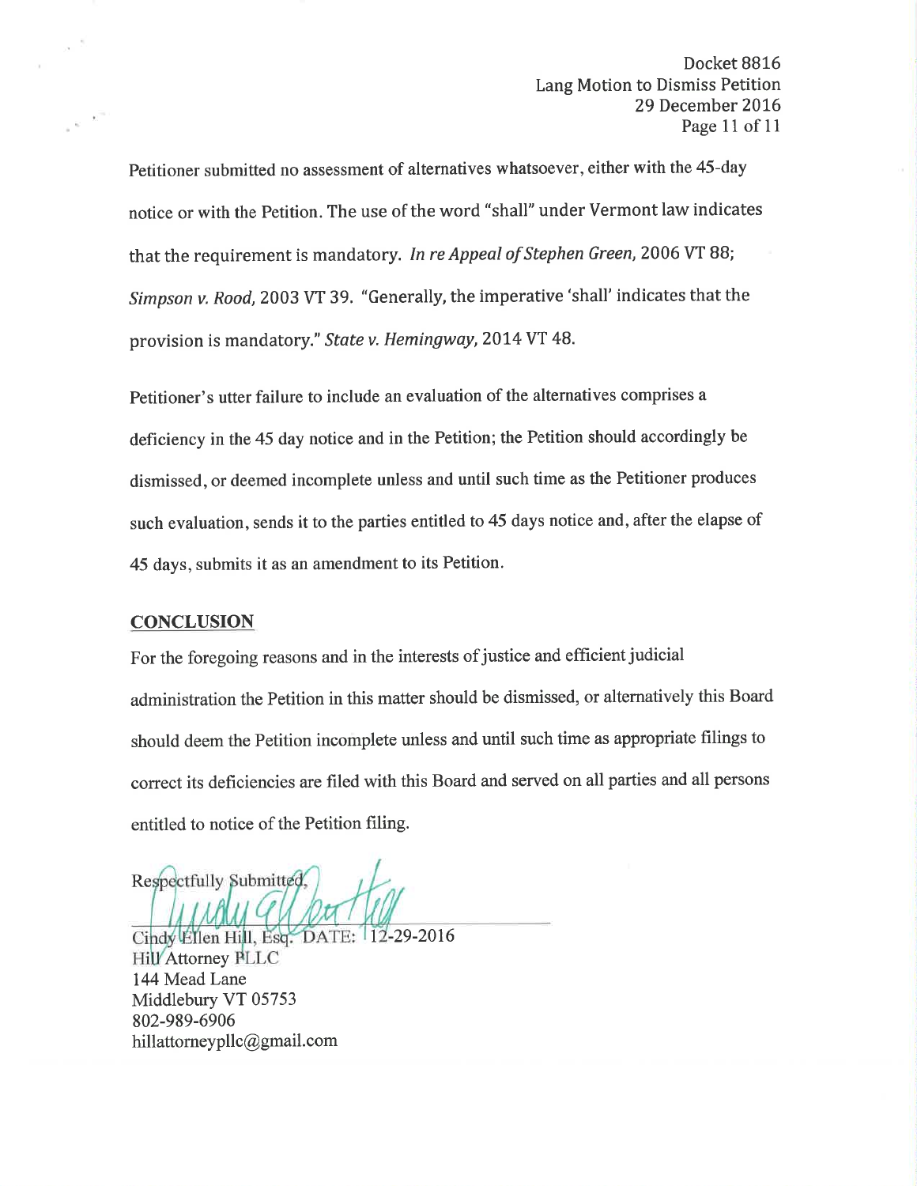Petitioner submitted no assessment of alternatives whatsoever, either with the 45-day notice or with the Petition. The use of the word "shall" under Vermont law indicates that the requirement is mandatory. *In re Appeal of Stephen Green*, 2006 VT 88; *Simpson v. Rood*, 2003 VT 39. "Generally, the imperative 'shall' indicates that the provision is mandatory." *State v. Hemingway*, 2014 VT 48.

Petitioner's utter failure to include an evaluation of the alternatives comprises a deficiency in the 45 day notice and in the Petition; the Petition should accordingly be dismissed, or deemed incomplete unless and until such time as the Petitioner produces such evaluation, sends it to the parties entitled to 45 days notice and, after the elapse of 45 days, submits it as an amendment to its Petition.

## CONCLUSION

For the foregoing reasons and in the interests of justice and efficient judicial administration the Petition in this matter should be dismissed, or alternatively this Board should deem the Petition incomplete unless and until such time as appropriate filings to correct its deficiencies are filed with this Board and served on all parties and all persons entitled to notice of the Petition filing.

Respectfully Submitted,

Cindy Ellen Hill, Esq. DATE: 12-29-2016
Hill Attorney PLLC
144 Mead Lane
Middlebury VT 05753
802-989-6906
hillattorneypllc@gmail.com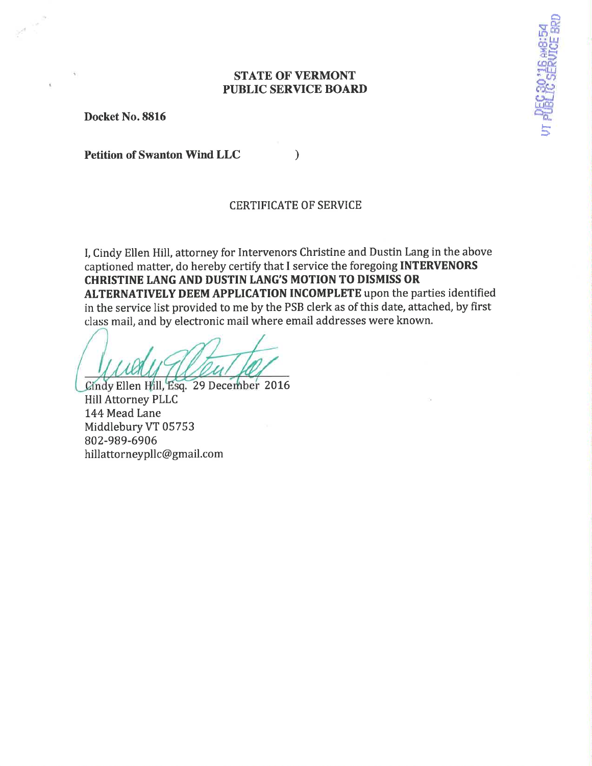# STATE OF VERMONT
# PUBLIC SERVICE BOARD

DEC 30 '16 AM8:54
VT PUBLIC SERVICE BRD

**Docket No. 8816**

**Petition of Swanton Wind LLC** )

CERTIFICATE OF SERVICE

I, Cindy Ellen Hill, attorney for Intervenors Christine and Dustin Lang in the above captioned matter, do hereby certify that I service the foregoing **INTERVENORS CHRISTINE LANG AND DUSTIN LANG'S MOTION TO DISMISS OR ALTERNATIVELY DEEM APPLICATION INCOMPLETE** upon the parties identified in the service list provided to me by the PSB clerk as of this date, attached, by first class mail, and by electronic mail where email addresses were known.

Cindy Ellen Hill, Esq. 29 December 2016
Hill Attorney PLLC
144 Mead Lane
Middlebury VT 05753
802-989-6906
hillattorneypllc@gmail.com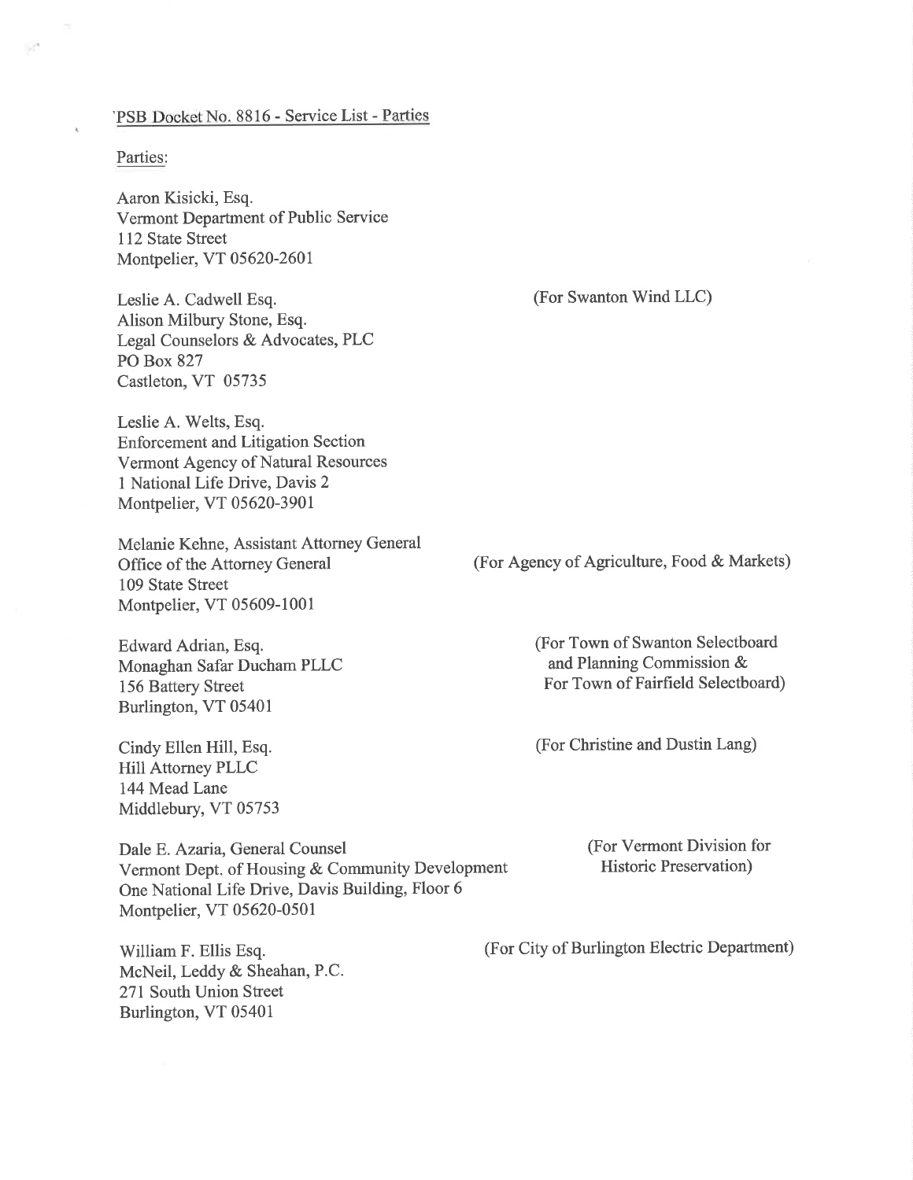PSB Docket No. 8816 - Service List - Parties

Parties:

Aaron Kisicki, Esq.
Vermont Department of Public Service
112 State Street
Montpelier, VT 05620-2601

Leslie A. Cadwell Esq.
Alison Milbury Stone, Esq.
Legal Counselors & Advocates, PLC
PO Box 827
Castleton, VT 05735

(For Swanton Wind LLC)

Leslie A. Welts, Esq.
Enforcement and Litigation Section
Vermont Agency of Natural Resources
1 National Life Drive, Davis 2
Montpelier, VT 05620-3901

Melanie Kehne, Assistant Attorney General
Office of the Attorney General
109 State Street
Montpelier, VT 05609-1001

(For Agency of Agriculture, Food & Markets)

Edward Adrian, Esq.
Monaghan Safar Ducham PLLC
156 Battery Street
Burlington, VT 05401

(For Town of Swanton Selectboard and Planning Commission & For Town of Fairfield Selectboard)

Cindy Ellen Hill, Esq.
Hill Attorney PLLC
144 Mead Lane
Middlebury, VT 05753

(For Christine and Dustin Lang)

Dale E. Azaria, General Counsel
Vermont Dept. of Housing & Community Development
One National Life Drive, Davis Building, Floor 6
Montpelier, VT 05620-0501

(For Vermont Division for Historic Preservation)

William F. Ellis Esq.
McNeil, Leddy & Sheahan, P.C.
271 South Union Street
Burlington, VT 05401

(For City of Burlington Electric Department)